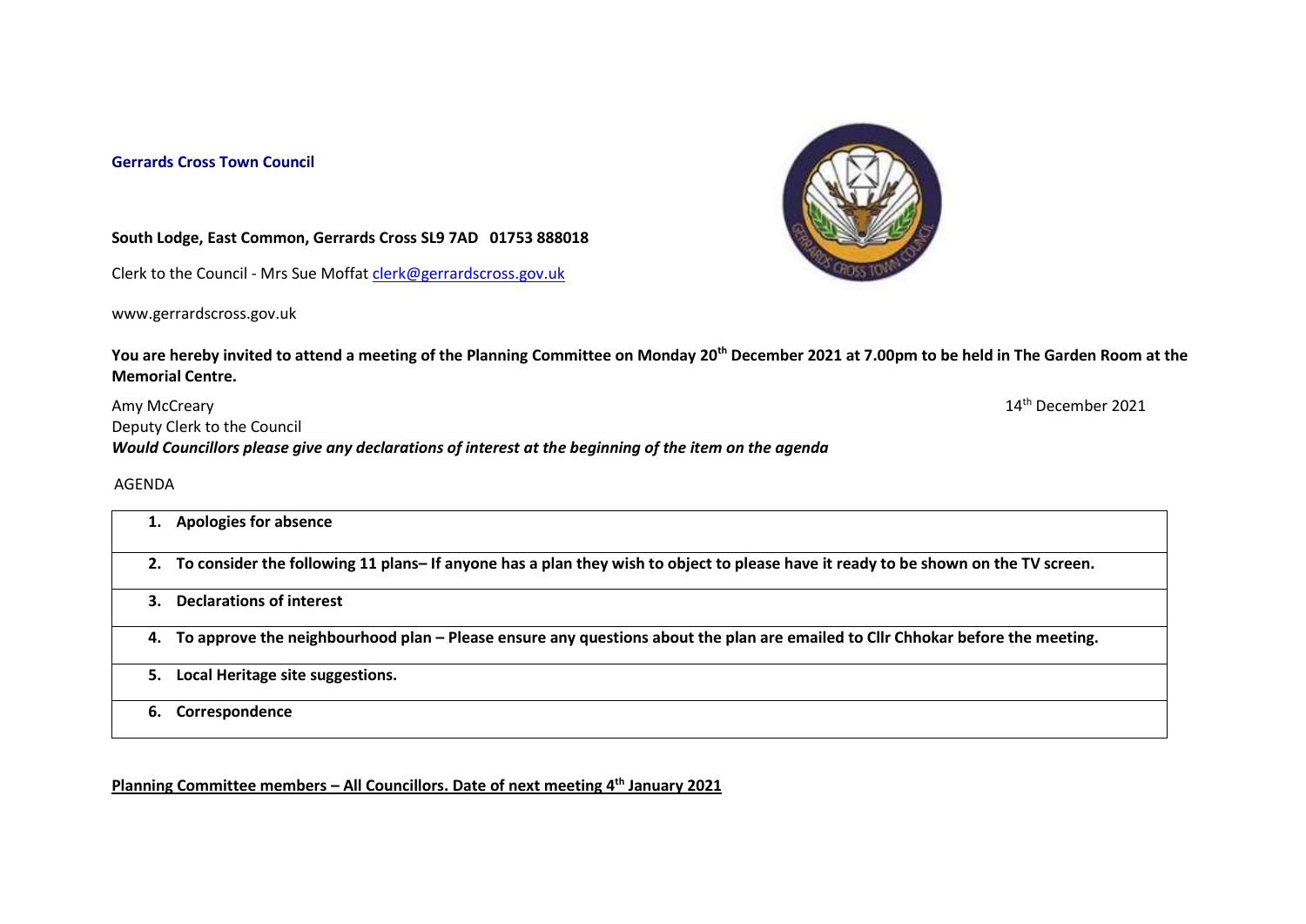**Gerrards Cross Town Council**

**South Lodge, East Common, Gerrards Cross SL9 7AD 01753 888018**

Clerk to the Council - Mrs Sue Moffat clerk@gerrardscross.gov.uk

www.gerrardscross.gov.uk

**You are hereby invited to attend a meeting of the Planning Committee on Monday 20th December 2021 at 7.00pm to be held in The Garden Room at the Memorial Centre.**

Amy McCreary

14th December 2021

Deputy Clerk to the Council

***Would Councillors please give any declarations of interest at the beginning of the item on the agenda***

AGENDA

1. **Apologies for absence**
2. **To consider the following 11 plans– If anyone has a plan they wish to object to please have it ready to be shown on the TV screen.**
3. **Declarations of interest**
4. **To approve the neighbourhood plan – Please ensure any questions about the plan are emailed to Cllr Chhokar before the meeting.**
5. **Local Heritage site suggestions.**
6. **Correspondence**

**Planning Committee members – All Councillors. Date of next meeting 4th January 2021**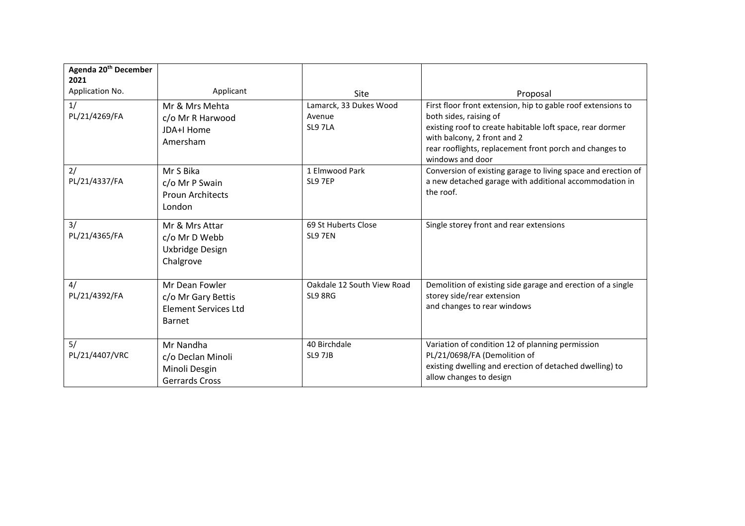| Agenda 20th December 2021<br>Application No. | Applicant | Site | Proposal |
|---|---|---|---|
| 1/<br>PL/21/4269/FA | Mr & Mrs Mehta<br>c/o Mr R Harwood<br>JDA+I Home<br>Amersham | Lamarck, 33 Dukes Wood Avenue<br>SL9 7LA | First floor front extension, hip to gable roof extensions to both sides, raising of existing roof to create habitable loft space, rear dormer with balcony, 2 front and 2 rear rooflights, replacement front porch and changes to windows and door |
| 2/<br>PL/21/4337/FA | Mr S Bika<br>c/o Mr P Swain<br>Proun Architects<br>London | 1 Elmwood Park<br>SL9 7EP | Conversion of existing garage to living space and erection of a new detached garage with additional accommodation in the roof. |
| 3/<br>PL/21/4365/FA | Mr & Mrs Attar<br>c/o Mr D Webb<br>Uxbridge Design<br>Chalgrove | 69 St Huberts Close<br>SL9 7EN | Single storey front and rear extensions |
| 4/<br>PL/21/4392/FA | Mr Dean Fowler<br>c/o Mr Gary Bettis<br>Element Services Ltd<br>Barnet | Oakdale 12 South View Road<br>SL9 8RG | Demolition of existing side garage and erection of a single storey side/rear extension and changes to rear windows |
| 5/<br>PL/21/4407/VRC | Mr Nandha<br>c/o Declan Minoli<br>Minoli Desgin<br>Gerrards Cross | 40 Birchdale<br>SL9 7JB | Variation of condition 12 of planning permission PL/21/0698/FA (Demolition of existing dwelling and erection of detached dwelling) to allow changes to design |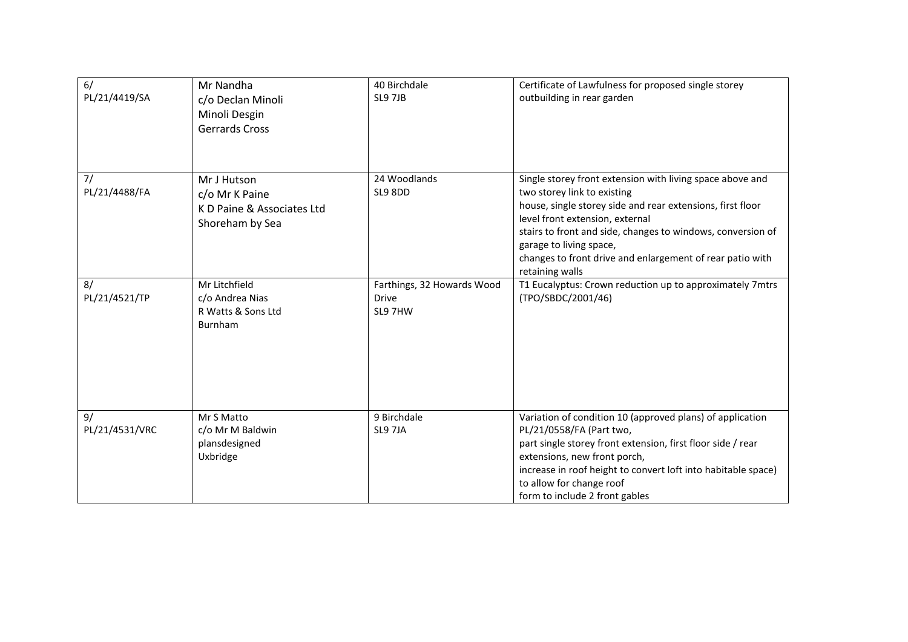| | | | |
|---|---|---|---|
| 6/<br>PL/21/4419/SA | Mr Nandha<br>c/o Declan Minoli<br>Minoli Desgin<br>Gerrards Cross | 40 Birchdale<br>SL9 7JB | Certificate of Lawfulness for proposed single storey outbuilding in rear garden |
| 7/<br>PL/21/4488/FA | Mr J Hutson<br>c/o Mr K Paine<br>K D Paine & Associates Ltd<br>Shoreham by Sea | 24 Woodlands<br>SL9 8DD | Single storey front extension with living space above and two storey link to existing<br>house, single storey side and rear extensions, first floor level front extension, external<br>stairs to front and side, changes to windows, conversion of garage to living space,<br>changes to front drive and enlargement of rear patio with retaining walls |
| 8/<br>PL/21/4521/TP | Mr Litchfield<br>c/o Andrea Nias<br>R Watts & Sons Ltd<br>Burnham | Farthings, 32 Howards Wood Drive<br>SL9 7HW | T1 Eucalyptus: Crown reduction up to approximately 7mtrs (TPO/SBDC/2001/46) |
| 9/<br>PL/21/4531/VRC | Mr S Matto<br>c/o Mr M Baldwin<br>plansdesigned<br>Uxbridge | 9 Birchdale<br>SL9 7JA | Variation of condition 10 (approved plans) of application PL/21/0558/FA (Part two,<br>part single storey front extension, first floor side / rear extensions, new front porch,<br>increase in roof height to convert loft into habitable space) to allow for change roof<br>form to include 2 front gables |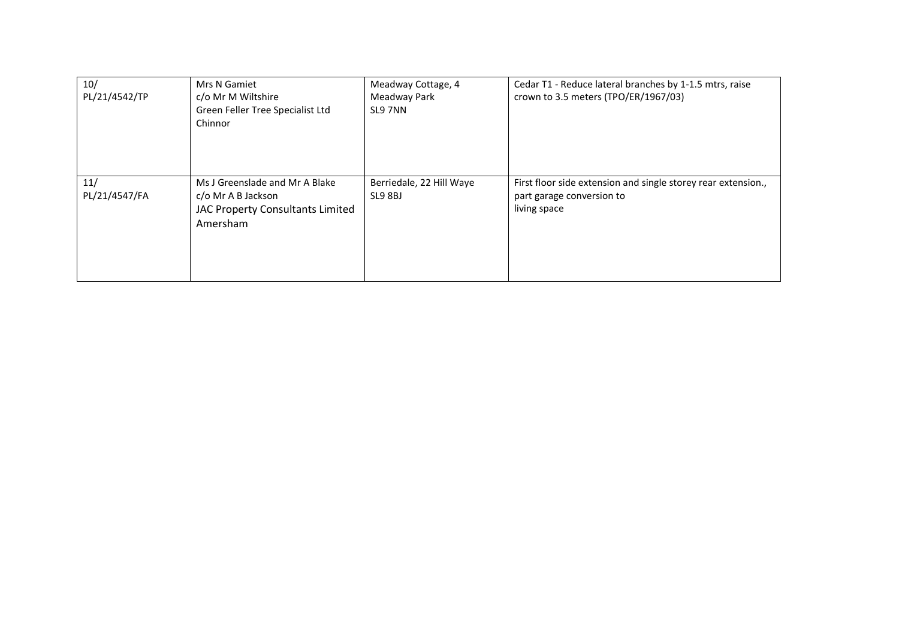| | | | |
|---|---|---|---|
| 10/<br>PL/21/4542/TP | Mrs N Gamiet<br>c/o Mr M Wiltshire<br>Green Feller Tree Specialist Ltd<br>Chinnor | Meadway Cottage, 4<br>Meadway Park<br>SL9 7NN | Cedar T1 - Reduce lateral branches by 1-1.5 mtrs, raise crown to 3.5 meters (TPO/ER/1967/03) |
| 11/<br>PL/21/4547/FA | Ms J Greenslade and Mr A Blake<br>c/o Mr A B Jackson<br>JAC Property Consultants Limited<br>Amersham | Berriedale, 22 Hill Waye<br>SL9 8BJ | First floor side extension and single storey rear extension., part garage conversion to<br>living space |